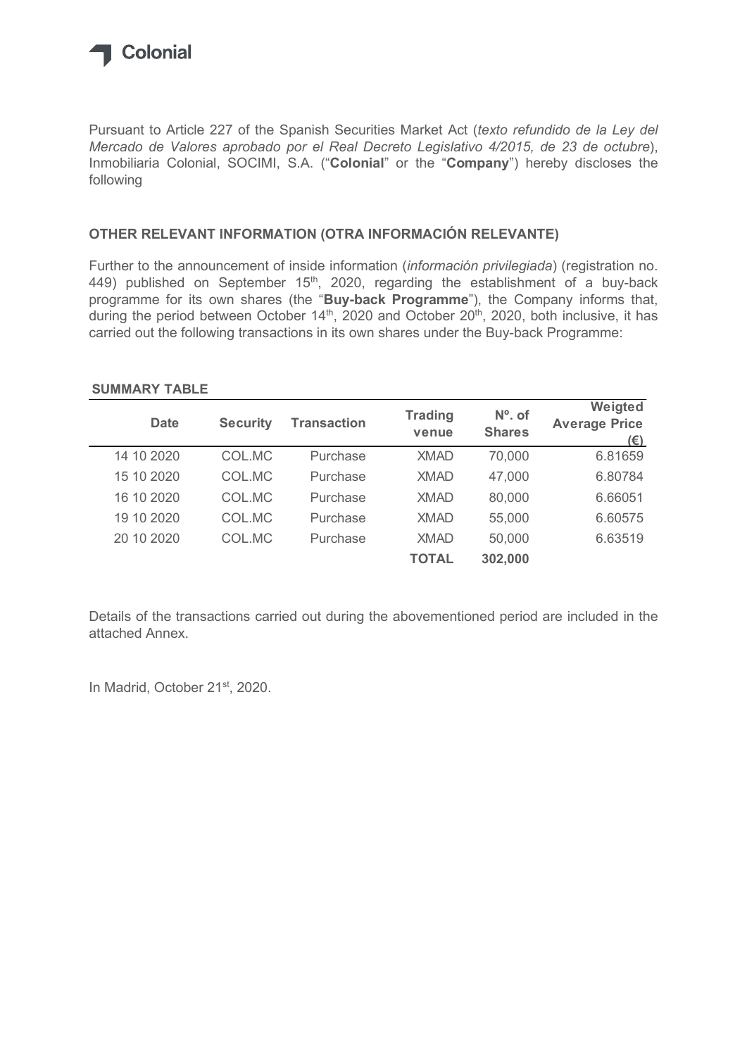Colonial

Pursuant to Article 227 of the Spanish Securities Market Act (*texto refundido de la Ley del Mercado de Valores aprobado por el Real Decreto Legislativo 4/2015, de 23 de octubre*), Inmobiliaria Colonial, SOCIMI, S.A. ("**Colonial**" or the "**Company**") hereby discloses the following

## OTHER RELEVANT INFORMATION (OTRA INFORMACIÓN RELEVANTE)

Further to the announcement of inside information (*información privilegiada*) (registration no. 449) published on September 15th, 2020, regarding the establishment of a buy-back programme for its own shares (the "**Buy-back Programme**"), the Company informs that, during the period between October 14th, 2020 and October 20th, 2020, both inclusive, it has carried out the following transactions in its own shares under the Buy-back Programme:

**SUMMARY TABLE**

| Date | Security | Transaction | Trading venue | Nº. of Shares | Weigted Average Price (€) |
|---|---|---|---|---|---|
| 14 10 2020 | COL.MC | Purchase | XMAD | 70,000 | 6.81659 |
| 15 10 2020 | COL.MC | Purchase | XMAD | 47,000 | 6.80784 |
| 16 10 2020 | COL.MC | Purchase | XMAD | 80,000 | 6.66051 |
| 19 10 2020 | COL.MC | Purchase | XMAD | 55,000 | 6.60575 |
| 20 10 2020 | COL.MC | Purchase | XMAD | 50,000 | 6.63519 |
| | | | **TOTAL** | **302,000** | |

Details of the transactions carried out during the abovementioned period are included in the attached Annex.

In Madrid, October 21st, 2020.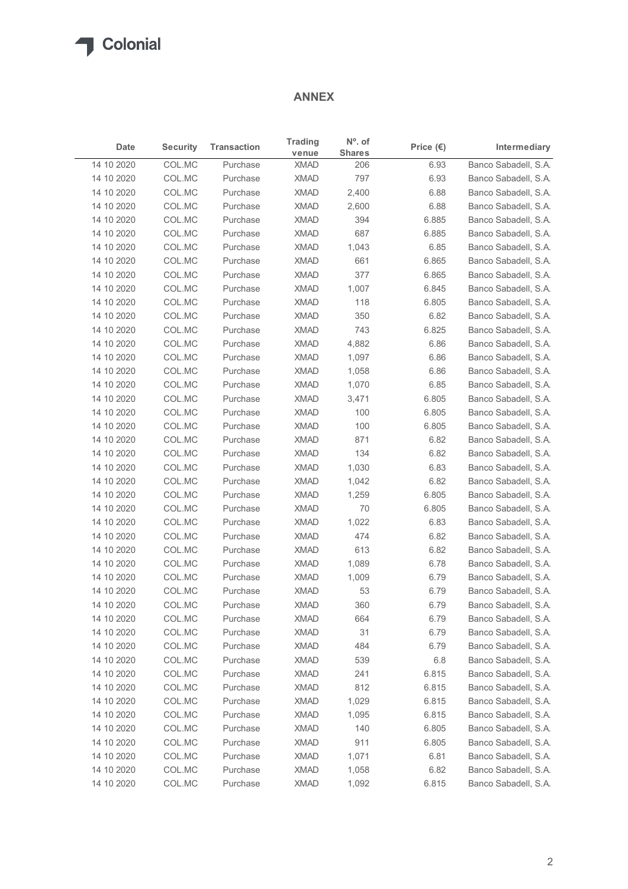## ANNEX

| Date | Security | Transaction | Trading venue | Nº. of Shares | Price (€) | Intermediary |
|---|---|---|---|---|---|---|
| 14 10 2020 | COL.MC | Purchase | XMAD | 206 | 6.93 | Banco Sabadell, S.A. |
| 14 10 2020 | COL.MC | Purchase | XMAD | 797 | 6.93 | Banco Sabadell, S.A. |
| 14 10 2020 | COL.MC | Purchase | XMAD | 2,400 | 6.88 | Banco Sabadell, S.A. |
| 14 10 2020 | COL.MC | Purchase | XMAD | 2,600 | 6.88 | Banco Sabadell, S.A. |
| 14 10 2020 | COL.MC | Purchase | XMAD | 394 | 6.885 | Banco Sabadell, S.A. |
| 14 10 2020 | COL.MC | Purchase | XMAD | 687 | 6.885 | Banco Sabadell, S.A. |
| 14 10 2020 | COL.MC | Purchase | XMAD | 1,043 | 6.85 | Banco Sabadell, S.A. |
| 14 10 2020 | COL.MC | Purchase | XMAD | 661 | 6.865 | Banco Sabadell, S.A. |
| 14 10 2020 | COL.MC | Purchase | XMAD | 377 | 6.865 | Banco Sabadell, S.A. |
| 14 10 2020 | COL.MC | Purchase | XMAD | 1,007 | 6.845 | Banco Sabadell, S.A. |
| 14 10 2020 | COL.MC | Purchase | XMAD | 118 | 6.805 | Banco Sabadell, S.A. |
| 14 10 2020 | COL.MC | Purchase | XMAD | 350 | 6.82 | Banco Sabadell, S.A. |
| 14 10 2020 | COL.MC | Purchase | XMAD | 743 | 6.825 | Banco Sabadell, S.A. |
| 14 10 2020 | COL.MC | Purchase | XMAD | 4,882 | 6.86 | Banco Sabadell, S.A. |
| 14 10 2020 | COL.MC | Purchase | XMAD | 1,097 | 6.86 | Banco Sabadell, S.A. |
| 14 10 2020 | COL.MC | Purchase | XMAD | 1,058 | 6.86 | Banco Sabadell, S.A. |
| 14 10 2020 | COL.MC | Purchase | XMAD | 1,070 | 6.85 | Banco Sabadell, S.A. |
| 14 10 2020 | COL.MC | Purchase | XMAD | 3,471 | 6.805 | Banco Sabadell, S.A. |
| 14 10 2020 | COL.MC | Purchase | XMAD | 100 | 6.805 | Banco Sabadell, S.A. |
| 14 10 2020 | COL.MC | Purchase | XMAD | 100 | 6.805 | Banco Sabadell, S.A. |
| 14 10 2020 | COL.MC | Purchase | XMAD | 871 | 6.82 | Banco Sabadell, S.A. |
| 14 10 2020 | COL.MC | Purchase | XMAD | 134 | 6.82 | Banco Sabadell, S.A. |
| 14 10 2020 | COL.MC | Purchase | XMAD | 1,030 | 6.83 | Banco Sabadell, S.A. |
| 14 10 2020 | COL.MC | Purchase | XMAD | 1,042 | 6.82 | Banco Sabadell, S.A. |
| 14 10 2020 | COL.MC | Purchase | XMAD | 1,259 | 6.805 | Banco Sabadell, S.A. |
| 14 10 2020 | COL.MC | Purchase | XMAD | 70 | 6.805 | Banco Sabadell, S.A. |
| 14 10 2020 | COL.MC | Purchase | XMAD | 1,022 | 6.83 | Banco Sabadell, S.A. |
| 14 10 2020 | COL.MC | Purchase | XMAD | 474 | 6.82 | Banco Sabadell, S.A. |
| 14 10 2020 | COL.MC | Purchase | XMAD | 613 | 6.82 | Banco Sabadell, S.A. |
| 14 10 2020 | COL.MC | Purchase | XMAD | 1,089 | 6.78 | Banco Sabadell, S.A. |
| 14 10 2020 | COL.MC | Purchase | XMAD | 1,009 | 6.79 | Banco Sabadell, S.A. |
| 14 10 2020 | COL.MC | Purchase | XMAD | 53 | 6.79 | Banco Sabadell, S.A. |
| 14 10 2020 | COL.MC | Purchase | XMAD | 360 | 6.79 | Banco Sabadell, S.A. |
| 14 10 2020 | COL.MC | Purchase | XMAD | 664 | 6.79 | Banco Sabadell, S.A. |
| 14 10 2020 | COL.MC | Purchase | XMAD | 31 | 6.79 | Banco Sabadell, S.A. |
| 14 10 2020 | COL.MC | Purchase | XMAD | 484 | 6.79 | Banco Sabadell, S.A. |
| 14 10 2020 | COL.MC | Purchase | XMAD | 539 | 6.8 | Banco Sabadell, S.A. |
| 14 10 2020 | COL.MC | Purchase | XMAD | 241 | 6.815 | Banco Sabadell, S.A. |
| 14 10 2020 | COL.MC | Purchase | XMAD | 812 | 6.815 | Banco Sabadell, S.A. |
| 14 10 2020 | COL.MC | Purchase | XMAD | 1,029 | 6.815 | Banco Sabadell, S.A. |
| 14 10 2020 | COL.MC | Purchase | XMAD | 1,095 | 6.815 | Banco Sabadell, S.A. |
| 14 10 2020 | COL.MC | Purchase | XMAD | 140 | 6.805 | Banco Sabadell, S.A. |
| 14 10 2020 | COL.MC | Purchase | XMAD | 911 | 6.805 | Banco Sabadell, S.A. |
| 14 10 2020 | COL.MC | Purchase | XMAD | 1,071 | 6.81 | Banco Sabadell, S.A. |
| 14 10 2020 | COL.MC | Purchase | XMAD | 1,058 | 6.82 | Banco Sabadell, S.A. |
| 14 10 2020 | COL.MC | Purchase | XMAD | 1,092 | 6.815 | Banco Sabadell, S.A. |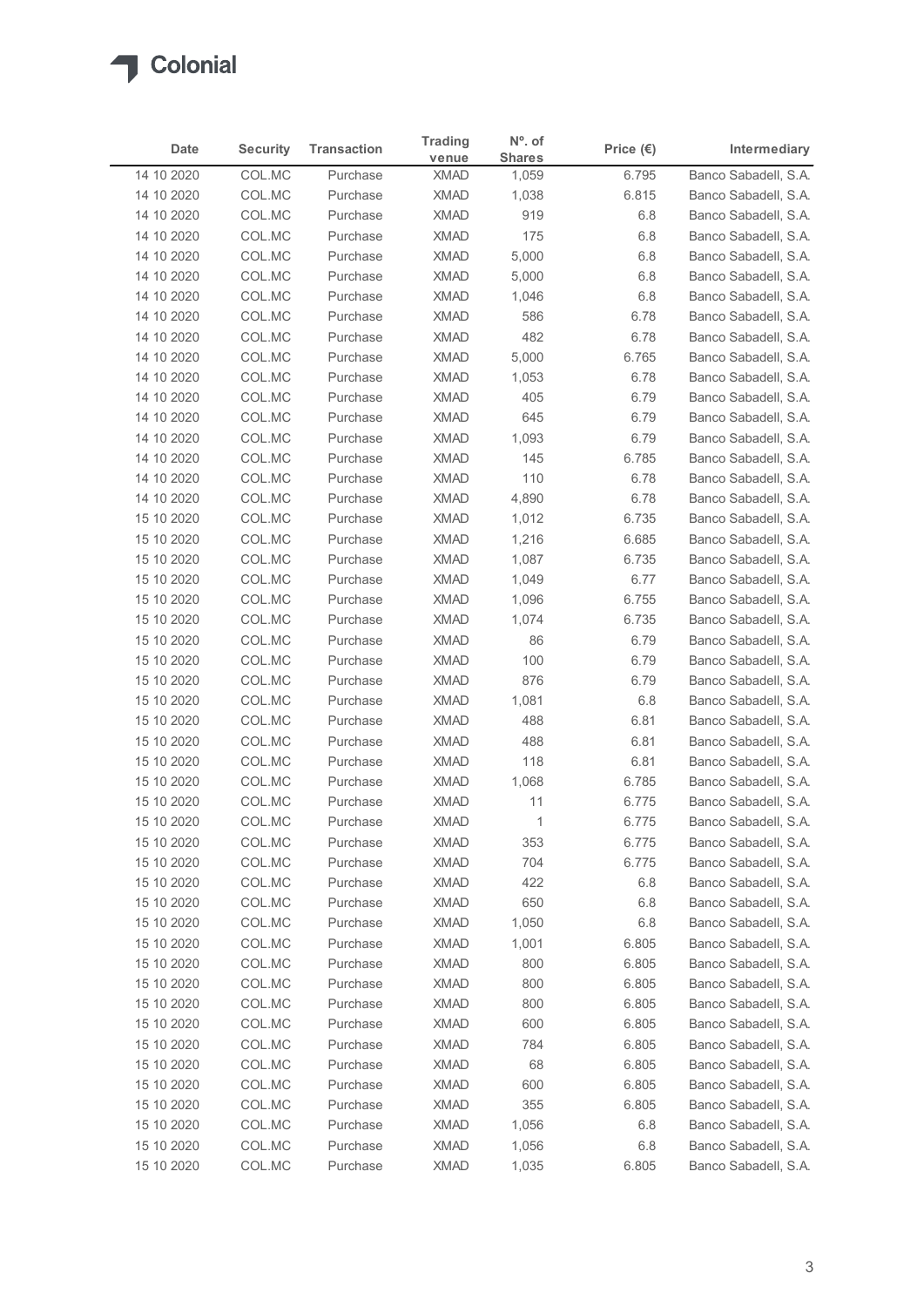| Date | Security | Transaction | Trading venue | Nº. of Shares | Price (€) | Intermediary |
|---|---|---|---|---|---|---|
| 14 10 2020 | COL.MC | Purchase | XMAD | 1,059 | 6.795 | Banco Sabadell, S.A. |
| 14 10 2020 | COL.MC | Purchase | XMAD | 1,038 | 6.815 | Banco Sabadell, S.A. |
| 14 10 2020 | COL.MC | Purchase | XMAD | 919 | 6.8 | Banco Sabadell, S.A. |
| 14 10 2020 | COL.MC | Purchase | XMAD | 175 | 6.8 | Banco Sabadell, S.A. |
| 14 10 2020 | COL.MC | Purchase | XMAD | 5,000 | 6.8 | Banco Sabadell, S.A. |
| 14 10 2020 | COL.MC | Purchase | XMAD | 5,000 | 6.8 | Banco Sabadell, S.A. |
| 14 10 2020 | COL.MC | Purchase | XMAD | 1,046 | 6.8 | Banco Sabadell, S.A. |
| 14 10 2020 | COL.MC | Purchase | XMAD | 586 | 6.78 | Banco Sabadell, S.A. |
| 14 10 2020 | COL.MC | Purchase | XMAD | 482 | 6.78 | Banco Sabadell, S.A. |
| 14 10 2020 | COL.MC | Purchase | XMAD | 5,000 | 6.765 | Banco Sabadell, S.A. |
| 14 10 2020 | COL.MC | Purchase | XMAD | 1,053 | 6.78 | Banco Sabadell, S.A. |
| 14 10 2020 | COL.MC | Purchase | XMAD | 405 | 6.79 | Banco Sabadell, S.A. |
| 14 10 2020 | COL.MC | Purchase | XMAD | 645 | 6.79 | Banco Sabadell, S.A. |
| 14 10 2020 | COL.MC | Purchase | XMAD | 1,093 | 6.79 | Banco Sabadell, S.A. |
| 14 10 2020 | COL.MC | Purchase | XMAD | 145 | 6.785 | Banco Sabadell, S.A. |
| 14 10 2020 | COL.MC | Purchase | XMAD | 110 | 6.78 | Banco Sabadell, S.A. |
| 14 10 2020 | COL.MC | Purchase | XMAD | 4,890 | 6.78 | Banco Sabadell, S.A. |
| 15 10 2020 | COL.MC | Purchase | XMAD | 1,012 | 6.735 | Banco Sabadell, S.A. |
| 15 10 2020 | COL.MC | Purchase | XMAD | 1,216 | 6.685 | Banco Sabadell, S.A. |
| 15 10 2020 | COL.MC | Purchase | XMAD | 1,087 | 6.735 | Banco Sabadell, S.A. |
| 15 10 2020 | COL.MC | Purchase | XMAD | 1,049 | 6.77 | Banco Sabadell, S.A. |
| 15 10 2020 | COL.MC | Purchase | XMAD | 1,096 | 6.755 | Banco Sabadell, S.A. |
| 15 10 2020 | COL.MC | Purchase | XMAD | 1,074 | 6.735 | Banco Sabadell, S.A. |
| 15 10 2020 | COL.MC | Purchase | XMAD | 86 | 6.79 | Banco Sabadell, S.A. |
| 15 10 2020 | COL.MC | Purchase | XMAD | 100 | 6.79 | Banco Sabadell, S.A. |
| 15 10 2020 | COL.MC | Purchase | XMAD | 876 | 6.79 | Banco Sabadell, S.A. |
| 15 10 2020 | COL.MC | Purchase | XMAD | 1,081 | 6.8 | Banco Sabadell, S.A. |
| 15 10 2020 | COL.MC | Purchase | XMAD | 488 | 6.81 | Banco Sabadell, S.A. |
| 15 10 2020 | COL.MC | Purchase | XMAD | 488 | 6.81 | Banco Sabadell, S.A. |
| 15 10 2020 | COL.MC | Purchase | XMAD | 118 | 6.81 | Banco Sabadell, S.A. |
| 15 10 2020 | COL.MC | Purchase | XMAD | 1,068 | 6.785 | Banco Sabadell, S.A. |
| 15 10 2020 | COL.MC | Purchase | XMAD | 11 | 6.775 | Banco Sabadell, S.A. |
| 15 10 2020 | COL.MC | Purchase | XMAD | 1 | 6.775 | Banco Sabadell, S.A. |
| 15 10 2020 | COL.MC | Purchase | XMAD | 353 | 6.775 | Banco Sabadell, S.A. |
| 15 10 2020 | COL.MC | Purchase | XMAD | 704 | 6.775 | Banco Sabadell, S.A. |
| 15 10 2020 | COL.MC | Purchase | XMAD | 422 | 6.8 | Banco Sabadell, S.A. |
| 15 10 2020 | COL.MC | Purchase | XMAD | 650 | 6.8 | Banco Sabadell, S.A. |
| 15 10 2020 | COL.MC | Purchase | XMAD | 1,050 | 6.8 | Banco Sabadell, S.A. |
| 15 10 2020 | COL.MC | Purchase | XMAD | 1,001 | 6.805 | Banco Sabadell, S.A. |
| 15 10 2020 | COL.MC | Purchase | XMAD | 800 | 6.805 | Banco Sabadell, S.A. |
| 15 10 2020 | COL.MC | Purchase | XMAD | 800 | 6.805 | Banco Sabadell, S.A. |
| 15 10 2020 | COL.MC | Purchase | XMAD | 800 | 6.805 | Banco Sabadell, S.A. |
| 15 10 2020 | COL.MC | Purchase | XMAD | 600 | 6.805 | Banco Sabadell, S.A. |
| 15 10 2020 | COL.MC | Purchase | XMAD | 784 | 6.805 | Banco Sabadell, S.A. |
| 15 10 2020 | COL.MC | Purchase | XMAD | 68 | 6.805 | Banco Sabadell, S.A. |
| 15 10 2020 | COL.MC | Purchase | XMAD | 600 | 6.805 | Banco Sabadell, S.A. |
| 15 10 2020 | COL.MC | Purchase | XMAD | 355 | 6.805 | Banco Sabadell, S.A. |
| 15 10 2020 | COL.MC | Purchase | XMAD | 1,056 | 6.8 | Banco Sabadell, S.A. |
| 15 10 2020 | COL.MC | Purchase | XMAD | 1,056 | 6.8 | Banco Sabadell, S.A. |
| 15 10 2020 | COL.MC | Purchase | XMAD | 1,035 | 6.805 | Banco Sabadell, S.A. |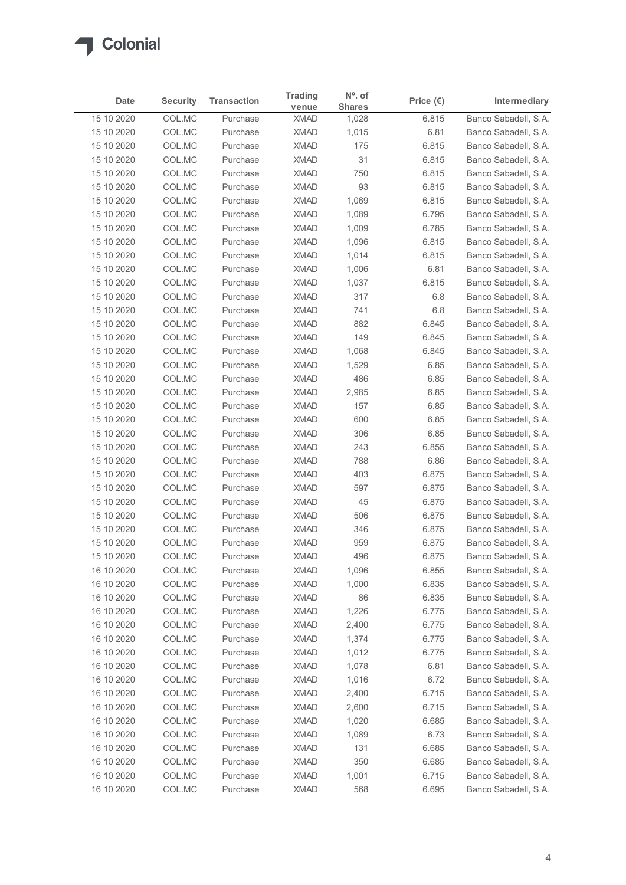# Colonial

| Date | Security | Transaction | Trading venue | Nº. of Shares | Price (€) | Intermediary |
|---|---|---|---|---|---|---|
| 15 10 2020 | COL.MC | Purchase | XMAD | 1,028 | 6.815 | Banco Sabadell, S.A. |
| 15 10 2020 | COL.MC | Purchase | XMAD | 1,015 | 6.81 | Banco Sabadell, S.A. |
| 15 10 2020 | COL.MC | Purchase | XMAD | 175 | 6.815 | Banco Sabadell, S.A. |
| 15 10 2020 | COL.MC | Purchase | XMAD | 31 | 6.815 | Banco Sabadell, S.A. |
| 15 10 2020 | COL.MC | Purchase | XMAD | 750 | 6.815 | Banco Sabadell, S.A. |
| 15 10 2020 | COL.MC | Purchase | XMAD | 93 | 6.815 | Banco Sabadell, S.A. |
| 15 10 2020 | COL.MC | Purchase | XMAD | 1,069 | 6.815 | Banco Sabadell, S.A. |
| 15 10 2020 | COL.MC | Purchase | XMAD | 1,089 | 6.795 | Banco Sabadell, S.A. |
| 15 10 2020 | COL.MC | Purchase | XMAD | 1,009 | 6.785 | Banco Sabadell, S.A. |
| 15 10 2020 | COL.MC | Purchase | XMAD | 1,096 | 6.815 | Banco Sabadell, S.A. |
| 15 10 2020 | COL.MC | Purchase | XMAD | 1,014 | 6.815 | Banco Sabadell, S.A. |
| 15 10 2020 | COL.MC | Purchase | XMAD | 1,006 | 6.81 | Banco Sabadell, S.A. |
| 15 10 2020 | COL.MC | Purchase | XMAD | 1,037 | 6.815 | Banco Sabadell, S.A. |
| 15 10 2020 | COL.MC | Purchase | XMAD | 317 | 6.8 | Banco Sabadell, S.A. |
| 15 10 2020 | COL.MC | Purchase | XMAD | 741 | 6.8 | Banco Sabadell, S.A. |
| 15 10 2020 | COL.MC | Purchase | XMAD | 882 | 6.845 | Banco Sabadell, S.A. |
| 15 10 2020 | COL.MC | Purchase | XMAD | 149 | 6.845 | Banco Sabadell, S.A. |
| 15 10 2020 | COL.MC | Purchase | XMAD | 1,068 | 6.845 | Banco Sabadell, S.A. |
| 15 10 2020 | COL.MC | Purchase | XMAD | 1,529 | 6.85 | Banco Sabadell, S.A. |
| 15 10 2020 | COL.MC | Purchase | XMAD | 486 | 6.85 | Banco Sabadell, S.A. |
| 15 10 2020 | COL.MC | Purchase | XMAD | 2,985 | 6.85 | Banco Sabadell, S.A. |
| 15 10 2020 | COL.MC | Purchase | XMAD | 157 | 6.85 | Banco Sabadell, S.A. |
| 15 10 2020 | COL.MC | Purchase | XMAD | 600 | 6.85 | Banco Sabadell, S.A. |
| 15 10 2020 | COL.MC | Purchase | XMAD | 306 | 6.85 | Banco Sabadell, S.A. |
| 15 10 2020 | COL.MC | Purchase | XMAD | 243 | 6.855 | Banco Sabadell, S.A. |
| 15 10 2020 | COL.MC | Purchase | XMAD | 788 | 6.86 | Banco Sabadell, S.A. |
| 15 10 2020 | COL.MC | Purchase | XMAD | 403 | 6.875 | Banco Sabadell, S.A. |
| 15 10 2020 | COL.MC | Purchase | XMAD | 597 | 6.875 | Banco Sabadell, S.A. |
| 15 10 2020 | COL.MC | Purchase | XMAD | 45 | 6.875 | Banco Sabadell, S.A. |
| 15 10 2020 | COL.MC | Purchase | XMAD | 506 | 6.875 | Banco Sabadell, S.A. |
| 15 10 2020 | COL.MC | Purchase | XMAD | 346 | 6.875 | Banco Sabadell, S.A. |
| 15 10 2020 | COL.MC | Purchase | XMAD | 959 | 6.875 | Banco Sabadell, S.A. |
| 15 10 2020 | COL.MC | Purchase | XMAD | 496 | 6.875 | Banco Sabadell, S.A. |
| 16 10 2020 | COL.MC | Purchase | XMAD | 1,096 | 6.855 | Banco Sabadell, S.A. |
| 16 10 2020 | COL.MC | Purchase | XMAD | 1,000 | 6.835 | Banco Sabadell, S.A. |
| 16 10 2020 | COL.MC | Purchase | XMAD | 86 | 6.835 | Banco Sabadell, S.A. |
| 16 10 2020 | COL.MC | Purchase | XMAD | 1,226 | 6.775 | Banco Sabadell, S.A. |
| 16 10 2020 | COL.MC | Purchase | XMAD | 2,400 | 6.775 | Banco Sabadell, S.A. |
| 16 10 2020 | COL.MC | Purchase | XMAD | 1,374 | 6.775 | Banco Sabadell, S.A. |
| 16 10 2020 | COL.MC | Purchase | XMAD | 1,012 | 6.775 | Banco Sabadell, S.A. |
| 16 10 2020 | COL.MC | Purchase | XMAD | 1,078 | 6.81 | Banco Sabadell, S.A. |
| 16 10 2020 | COL.MC | Purchase | XMAD | 1,016 | 6.72 | Banco Sabadell, S.A. |
| 16 10 2020 | COL.MC | Purchase | XMAD | 2,400 | 6.715 | Banco Sabadell, S.A. |
| 16 10 2020 | COL.MC | Purchase | XMAD | 2,600 | 6.715 | Banco Sabadell, S.A. |
| 16 10 2020 | COL.MC | Purchase | XMAD | 1,020 | 6.685 | Banco Sabadell, S.A. |
| 16 10 2020 | COL.MC | Purchase | XMAD | 1,089 | 6.73 | Banco Sabadell, S.A. |
| 16 10 2020 | COL.MC | Purchase | XMAD | 131 | 6.685 | Banco Sabadell, S.A. |
| 16 10 2020 | COL.MC | Purchase | XMAD | 350 | 6.685 | Banco Sabadell, S.A. |
| 16 10 2020 | COL.MC | Purchase | XMAD | 1,001 | 6.715 | Banco Sabadell, S.A. |
| 16 10 2020 | COL.MC | Purchase | XMAD | 568 | 6.695 | Banco Sabadell, S.A. |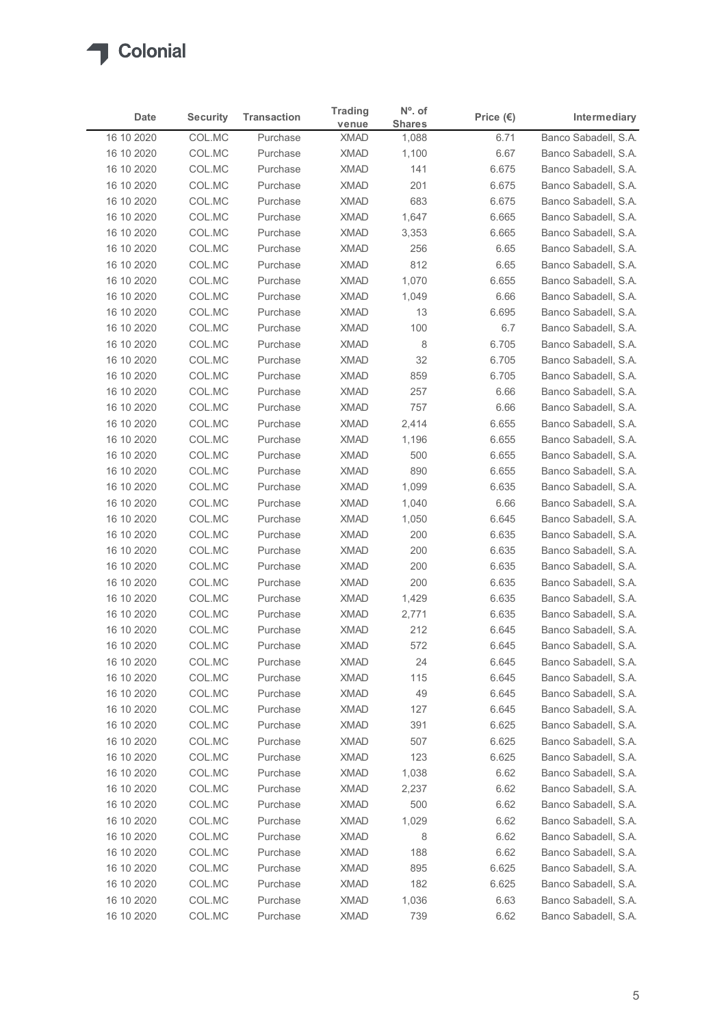Colonial

| Date | Security | Transaction | Trading venue | Nº. of Shares | Price (€) | Intermediary |
|---|---|---|---|---|---|---|
| 16 10 2020 | COL.MC | Purchase | XMAD | 1,088 | 6.71 | Banco Sabadell, S.A. |
| 16 10 2020 | COL.MC | Purchase | XMAD | 1,100 | 6.67 | Banco Sabadell, S.A. |
| 16 10 2020 | COL.MC | Purchase | XMAD | 141 | 6.675 | Banco Sabadell, S.A. |
| 16 10 2020 | COL.MC | Purchase | XMAD | 201 | 6.675 | Banco Sabadell, S.A. |
| 16 10 2020 | COL.MC | Purchase | XMAD | 683 | 6.675 | Banco Sabadell, S.A. |
| 16 10 2020 | COL.MC | Purchase | XMAD | 1,647 | 6.665 | Banco Sabadell, S.A. |
| 16 10 2020 | COL.MC | Purchase | XMAD | 3,353 | 6.665 | Banco Sabadell, S.A. |
| 16 10 2020 | COL.MC | Purchase | XMAD | 256 | 6.65 | Banco Sabadell, S.A. |
| 16 10 2020 | COL.MC | Purchase | XMAD | 812 | 6.65 | Banco Sabadell, S.A. |
| 16 10 2020 | COL.MC | Purchase | XMAD | 1,070 | 6.655 | Banco Sabadell, S.A. |
| 16 10 2020 | COL.MC | Purchase | XMAD | 1,049 | 6.66 | Banco Sabadell, S.A. |
| 16 10 2020 | COL.MC | Purchase | XMAD | 13 | 6.695 | Banco Sabadell, S.A. |
| 16 10 2020 | COL.MC | Purchase | XMAD | 100 | 6.7 | Banco Sabadell, S.A. |
| 16 10 2020 | COL.MC | Purchase | XMAD | 8 | 6.705 | Banco Sabadell, S.A. |
| 16 10 2020 | COL.MC | Purchase | XMAD | 32 | 6.705 | Banco Sabadell, S.A. |
| 16 10 2020 | COL.MC | Purchase | XMAD | 859 | 6.705 | Banco Sabadell, S.A. |
| 16 10 2020 | COL.MC | Purchase | XMAD | 257 | 6.66 | Banco Sabadell, S.A. |
| 16 10 2020 | COL.MC | Purchase | XMAD | 757 | 6.66 | Banco Sabadell, S.A. |
| 16 10 2020 | COL.MC | Purchase | XMAD | 2,414 | 6.655 | Banco Sabadell, S.A. |
| 16 10 2020 | COL.MC | Purchase | XMAD | 1,196 | 6.655 | Banco Sabadell, S.A. |
| 16 10 2020 | COL.MC | Purchase | XMAD | 500 | 6.655 | Banco Sabadell, S.A. |
| 16 10 2020 | COL.MC | Purchase | XMAD | 890 | 6.655 | Banco Sabadell, S.A. |
| 16 10 2020 | COL.MC | Purchase | XMAD | 1,099 | 6.635 | Banco Sabadell, S.A. |
| 16 10 2020 | COL.MC | Purchase | XMAD | 1,040 | 6.66 | Banco Sabadell, S.A. |
| 16 10 2020 | COL.MC | Purchase | XMAD | 1,050 | 6.645 | Banco Sabadell, S.A. |
| 16 10 2020 | COL.MC | Purchase | XMAD | 200 | 6.635 | Banco Sabadell, S.A. |
| 16 10 2020 | COL.MC | Purchase | XMAD | 200 | 6.635 | Banco Sabadell, S.A. |
| 16 10 2020 | COL.MC | Purchase | XMAD | 200 | 6.635 | Banco Sabadell, S.A. |
| 16 10 2020 | COL.MC | Purchase | XMAD | 200 | 6.635 | Banco Sabadell, S.A. |
| 16 10 2020 | COL.MC | Purchase | XMAD | 1,429 | 6.635 | Banco Sabadell, S.A. |
| 16 10 2020 | COL.MC | Purchase | XMAD | 2,771 | 6.635 | Banco Sabadell, S.A. |
| 16 10 2020 | COL.MC | Purchase | XMAD | 212 | 6.645 | Banco Sabadell, S.A. |
| 16 10 2020 | COL.MC | Purchase | XMAD | 572 | 6.645 | Banco Sabadell, S.A. |
| 16 10 2020 | COL.MC | Purchase | XMAD | 24 | 6.645 | Banco Sabadell, S.A. |
| 16 10 2020 | COL.MC | Purchase | XMAD | 115 | 6.645 | Banco Sabadell, S.A. |
| 16 10 2020 | COL.MC | Purchase | XMAD | 49 | 6.645 | Banco Sabadell, S.A. |
| 16 10 2020 | COL.MC | Purchase | XMAD | 127 | 6.645 | Banco Sabadell, S.A. |
| 16 10 2020 | COL.MC | Purchase | XMAD | 391 | 6.625 | Banco Sabadell, S.A. |
| 16 10 2020 | COL.MC | Purchase | XMAD | 507 | 6.625 | Banco Sabadell, S.A. |
| 16 10 2020 | COL.MC | Purchase | XMAD | 123 | 6.625 | Banco Sabadell, S.A. |
| 16 10 2020 | COL.MC | Purchase | XMAD | 1,038 | 6.62 | Banco Sabadell, S.A. |
| 16 10 2020 | COL.MC | Purchase | XMAD | 2,237 | 6.62 | Banco Sabadell, S.A. |
| 16 10 2020 | COL.MC | Purchase | XMAD | 500 | 6.62 | Banco Sabadell, S.A. |
| 16 10 2020 | COL.MC | Purchase | XMAD | 1,029 | 6.62 | Banco Sabadell, S.A. |
| 16 10 2020 | COL.MC | Purchase | XMAD | 8 | 6.62 | Banco Sabadell, S.A. |
| 16 10 2020 | COL.MC | Purchase | XMAD | 188 | 6.62 | Banco Sabadell, S.A. |
| 16 10 2020 | COL.MC | Purchase | XMAD | 895 | 6.625 | Banco Sabadell, S.A. |
| 16 10 2020 | COL.MC | Purchase | XMAD | 182 | 6.625 | Banco Sabadell, S.A. |
| 16 10 2020 | COL.MC | Purchase | XMAD | 1,036 | 6.63 | Banco Sabadell, S.A. |
| 16 10 2020 | COL.MC | Purchase | XMAD | 739 | 6.62 | Banco Sabadell, S.A. |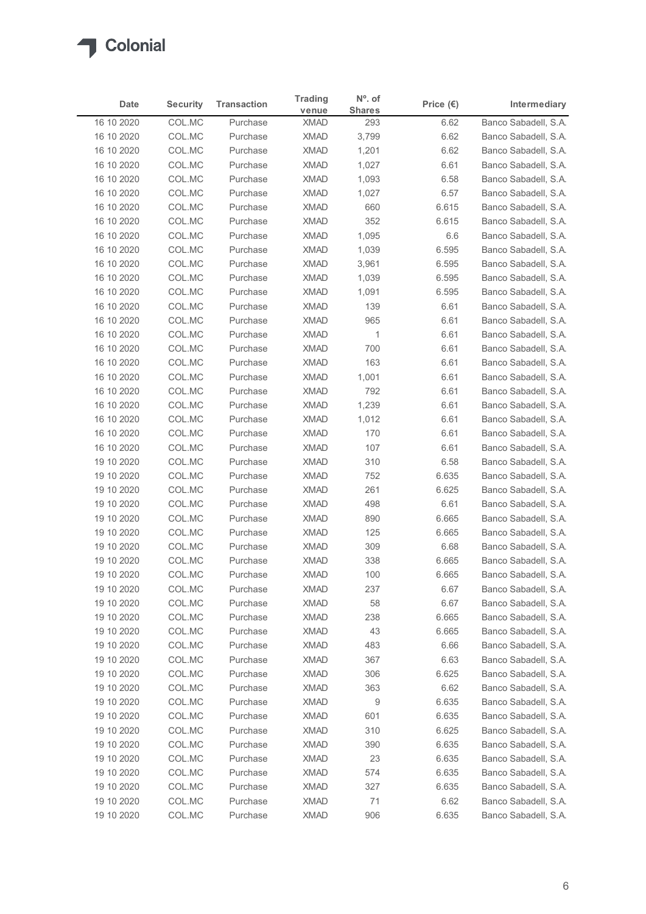| Date | Security | Transaction | Trading venue | Nº. of Shares | Price (€) | Intermediary |
|---|---|---|---|---|---|---|
| 16 10 2020 | COL.MC | Purchase | XMAD | 293 | 6.62 | Banco Sabadell, S.A. |
| 16 10 2020 | COL.MC | Purchase | XMAD | 3,799 | 6.62 | Banco Sabadell, S.A. |
| 16 10 2020 | COL.MC | Purchase | XMAD | 1,201 | 6.62 | Banco Sabadell, S.A. |
| 16 10 2020 | COL.MC | Purchase | XMAD | 1,027 | 6.61 | Banco Sabadell, S.A. |
| 16 10 2020 | COL.MC | Purchase | XMAD | 1,093 | 6.58 | Banco Sabadell, S.A. |
| 16 10 2020 | COL.MC | Purchase | XMAD | 1,027 | 6.57 | Banco Sabadell, S.A. |
| 16 10 2020 | COL.MC | Purchase | XMAD | 660 | 6.615 | Banco Sabadell, S.A. |
| 16 10 2020 | COL.MC | Purchase | XMAD | 352 | 6.615 | Banco Sabadell, S.A. |
| 16 10 2020 | COL.MC | Purchase | XMAD | 1,095 | 6.6 | Banco Sabadell, S.A. |
| 16 10 2020 | COL.MC | Purchase | XMAD | 1,039 | 6.595 | Banco Sabadell, S.A. |
| 16 10 2020 | COL.MC | Purchase | XMAD | 3,961 | 6.595 | Banco Sabadell, S.A. |
| 16 10 2020 | COL.MC | Purchase | XMAD | 1,039 | 6.595 | Banco Sabadell, S.A. |
| 16 10 2020 | COL.MC | Purchase | XMAD | 1,091 | 6.595 | Banco Sabadell, S.A. |
| 16 10 2020 | COL.MC | Purchase | XMAD | 139 | 6.61 | Banco Sabadell, S.A. |
| 16 10 2020 | COL.MC | Purchase | XMAD | 965 | 6.61 | Banco Sabadell, S.A. |
| 16 10 2020 | COL.MC | Purchase | XMAD | 1 | 6.61 | Banco Sabadell, S.A. |
| 16 10 2020 | COL.MC | Purchase | XMAD | 700 | 6.61 | Banco Sabadell, S.A. |
| 16 10 2020 | COL.MC | Purchase | XMAD | 163 | 6.61 | Banco Sabadell, S.A. |
| 16 10 2020 | COL.MC | Purchase | XMAD | 1,001 | 6.61 | Banco Sabadell, S.A. |
| 16 10 2020 | COL.MC | Purchase | XMAD | 792 | 6.61 | Banco Sabadell, S.A. |
| 16 10 2020 | COL.MC | Purchase | XMAD | 1,239 | 6.61 | Banco Sabadell, S.A. |
| 16 10 2020 | COL.MC | Purchase | XMAD | 1,012 | 6.61 | Banco Sabadell, S.A. |
| 16 10 2020 | COL.MC | Purchase | XMAD | 170 | 6.61 | Banco Sabadell, S.A. |
| 16 10 2020 | COL.MC | Purchase | XMAD | 107 | 6.61 | Banco Sabadell, S.A. |
| 19 10 2020 | COL.MC | Purchase | XMAD | 310 | 6.58 | Banco Sabadell, S.A. |
| 19 10 2020 | COL.MC | Purchase | XMAD | 752 | 6.635 | Banco Sabadell, S.A. |
| 19 10 2020 | COL.MC | Purchase | XMAD | 261 | 6.625 | Banco Sabadell, S.A. |
| 19 10 2020 | COL.MC | Purchase | XMAD | 498 | 6.61 | Banco Sabadell, S.A. |
| 19 10 2020 | COL.MC | Purchase | XMAD | 890 | 6.665 | Banco Sabadell, S.A. |
| 19 10 2020 | COL.MC | Purchase | XMAD | 125 | 6.665 | Banco Sabadell, S.A. |
| 19 10 2020 | COL.MC | Purchase | XMAD | 309 | 6.68 | Banco Sabadell, S.A. |
| 19 10 2020 | COL.MC | Purchase | XMAD | 338 | 6.665 | Banco Sabadell, S.A. |
| 19 10 2020 | COL.MC | Purchase | XMAD | 100 | 6.665 | Banco Sabadell, S.A. |
| 19 10 2020 | COL.MC | Purchase | XMAD | 237 | 6.67 | Banco Sabadell, S.A. |
| 19 10 2020 | COL.MC | Purchase | XMAD | 58 | 6.67 | Banco Sabadell, S.A. |
| 19 10 2020 | COL.MC | Purchase | XMAD | 238 | 6.665 | Banco Sabadell, S.A. |
| 19 10 2020 | COL.MC | Purchase | XMAD | 43 | 6.665 | Banco Sabadell, S.A. |
| 19 10 2020 | COL.MC | Purchase | XMAD | 483 | 6.66 | Banco Sabadell, S.A. |
| 19 10 2020 | COL.MC | Purchase | XMAD | 367 | 6.63 | Banco Sabadell, S.A. |
| 19 10 2020 | COL.MC | Purchase | XMAD | 306 | 6.625 | Banco Sabadell, S.A. |
| 19 10 2020 | COL.MC | Purchase | XMAD | 363 | 6.62 | Banco Sabadell, S.A. |
| 19 10 2020 | COL.MC | Purchase | XMAD | 9 | 6.635 | Banco Sabadell, S.A. |
| 19 10 2020 | COL.MC | Purchase | XMAD | 601 | 6.635 | Banco Sabadell, S.A. |
| 19 10 2020 | COL.MC | Purchase | XMAD | 310 | 6.625 | Banco Sabadell, S.A. |
| 19 10 2020 | COL.MC | Purchase | XMAD | 390 | 6.635 | Banco Sabadell, S.A. |
| 19 10 2020 | COL.MC | Purchase | XMAD | 23 | 6.635 | Banco Sabadell, S.A. |
| 19 10 2020 | COL.MC | Purchase | XMAD | 574 | 6.635 | Banco Sabadell, S.A. |
| 19 10 2020 | COL.MC | Purchase | XMAD | 327 | 6.635 | Banco Sabadell, S.A. |
| 19 10 2020 | COL.MC | Purchase | XMAD | 71 | 6.62 | Banco Sabadell, S.A. |
| 19 10 2020 | COL.MC | Purchase | XMAD | 906 | 6.635 | Banco Sabadell, S.A. |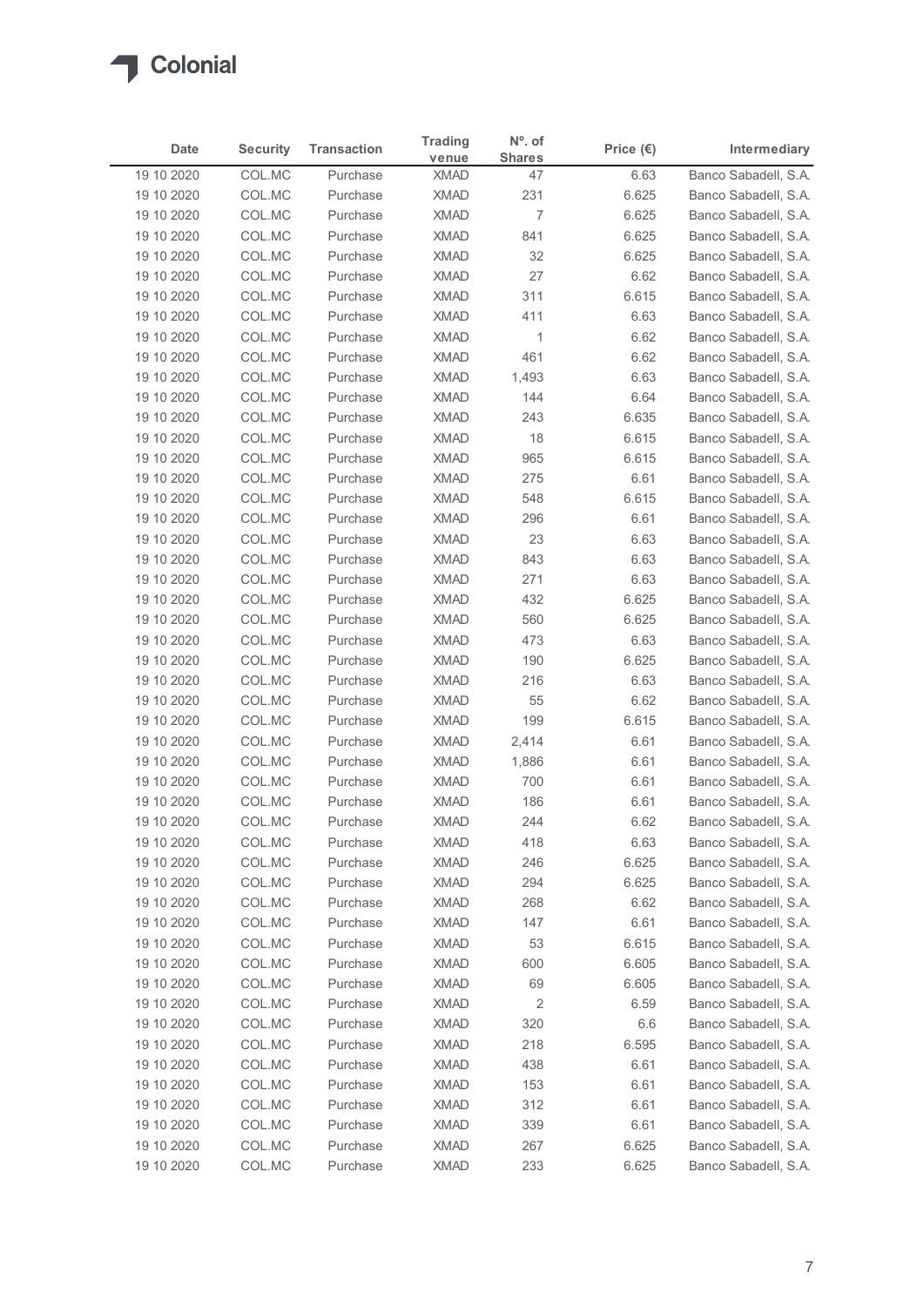| Date | Security | Transaction | Trading venue | Nº. of Shares | Price (€) | Intermediary |
|---|---|---|---|---|---|---|
| 19 10 2020 | COL.MC | Purchase | XMAD | 47 | 6.63 | Banco Sabadell, S.A. |
| 19 10 2020 | COL.MC | Purchase | XMAD | 231 | 6.625 | Banco Sabadell, S.A. |
| 19 10 2020 | COL.MC | Purchase | XMAD | 7 | 6.625 | Banco Sabadell, S.A. |
| 19 10 2020 | COL.MC | Purchase | XMAD | 841 | 6.625 | Banco Sabadell, S.A. |
| 19 10 2020 | COL.MC | Purchase | XMAD | 32 | 6.625 | Banco Sabadell, S.A. |
| 19 10 2020 | COL.MC | Purchase | XMAD | 27 | 6.62 | Banco Sabadell, S.A. |
| 19 10 2020 | COL.MC | Purchase | XMAD | 311 | 6.615 | Banco Sabadell, S.A. |
| 19 10 2020 | COL.MC | Purchase | XMAD | 411 | 6.63 | Banco Sabadell, S.A. |
| 19 10 2020 | COL.MC | Purchase | XMAD | 1 | 6.62 | Banco Sabadell, S.A. |
| 19 10 2020 | COL.MC | Purchase | XMAD | 461 | 6.62 | Banco Sabadell, S.A. |
| 19 10 2020 | COL.MC | Purchase | XMAD | 1,493 | 6.63 | Banco Sabadell, S.A. |
| 19 10 2020 | COL.MC | Purchase | XMAD | 144 | 6.64 | Banco Sabadell, S.A. |
| 19 10 2020 | COL.MC | Purchase | XMAD | 243 | 6.635 | Banco Sabadell, S.A. |
| 19 10 2020 | COL.MC | Purchase | XMAD | 18 | 6.615 | Banco Sabadell, S.A. |
| 19 10 2020 | COL.MC | Purchase | XMAD | 965 | 6.615 | Banco Sabadell, S.A. |
| 19 10 2020 | COL.MC | Purchase | XMAD | 275 | 6.61 | Banco Sabadell, S.A. |
| 19 10 2020 | COL.MC | Purchase | XMAD | 548 | 6.615 | Banco Sabadell, S.A. |
| 19 10 2020 | COL.MC | Purchase | XMAD | 296 | 6.61 | Banco Sabadell, S.A. |
| 19 10 2020 | COL.MC | Purchase | XMAD | 23 | 6.63 | Banco Sabadell, S.A. |
| 19 10 2020 | COL.MC | Purchase | XMAD | 843 | 6.63 | Banco Sabadell, S.A. |
| 19 10 2020 | COL.MC | Purchase | XMAD | 271 | 6.63 | Banco Sabadell, S.A. |
| 19 10 2020 | COL.MC | Purchase | XMAD | 432 | 6.625 | Banco Sabadell, S.A. |
| 19 10 2020 | COL.MC | Purchase | XMAD | 560 | 6.625 | Banco Sabadell, S.A. |
| 19 10 2020 | COL.MC | Purchase | XMAD | 473 | 6.63 | Banco Sabadell, S.A. |
| 19 10 2020 | COL.MC | Purchase | XMAD | 190 | 6.625 | Banco Sabadell, S.A. |
| 19 10 2020 | COL.MC | Purchase | XMAD | 216 | 6.63 | Banco Sabadell, S.A. |
| 19 10 2020 | COL.MC | Purchase | XMAD | 55 | 6.62 | Banco Sabadell, S.A. |
| 19 10 2020 | COL.MC | Purchase | XMAD | 199 | 6.615 | Banco Sabadell, S.A. |
| 19 10 2020 | COL.MC | Purchase | XMAD | 2,414 | 6.61 | Banco Sabadell, S.A. |
| 19 10 2020 | COL.MC | Purchase | XMAD | 1,886 | 6.61 | Banco Sabadell, S.A. |
| 19 10 2020 | COL.MC | Purchase | XMAD | 700 | 6.61 | Banco Sabadell, S.A. |
| 19 10 2020 | COL.MC | Purchase | XMAD | 186 | 6.61 | Banco Sabadell, S.A. |
| 19 10 2020 | COL.MC | Purchase | XMAD | 244 | 6.62 | Banco Sabadell, S.A. |
| 19 10 2020 | COL.MC | Purchase | XMAD | 418 | 6.63 | Banco Sabadell, S.A. |
| 19 10 2020 | COL.MC | Purchase | XMAD | 246 | 6.625 | Banco Sabadell, S.A. |
| 19 10 2020 | COL.MC | Purchase | XMAD | 294 | 6.625 | Banco Sabadell, S.A. |
| 19 10 2020 | COL.MC | Purchase | XMAD | 268 | 6.62 | Banco Sabadell, S.A. |
| 19 10 2020 | COL.MC | Purchase | XMAD | 147 | 6.61 | Banco Sabadell, S.A. |
| 19 10 2020 | COL.MC | Purchase | XMAD | 53 | 6.615 | Banco Sabadell, S.A. |
| 19 10 2020 | COL.MC | Purchase | XMAD | 600 | 6.605 | Banco Sabadell, S.A. |
| 19 10 2020 | COL.MC | Purchase | XMAD | 69 | 6.605 | Banco Sabadell, S.A. |
| 19 10 2020 | COL.MC | Purchase | XMAD | 2 | 6.59 | Banco Sabadell, S.A. |
| 19 10 2020 | COL.MC | Purchase | XMAD | 320 | 6.6 | Banco Sabadell, S.A. |
| 19 10 2020 | COL.MC | Purchase | XMAD | 218 | 6.595 | Banco Sabadell, S.A. |
| 19 10 2020 | COL.MC | Purchase | XMAD | 438 | 6.61 | Banco Sabadell, S.A. |
| 19 10 2020 | COL.MC | Purchase | XMAD | 153 | 6.61 | Banco Sabadell, S.A. |
| 19 10 2020 | COL.MC | Purchase | XMAD | 312 | 6.61 | Banco Sabadell, S.A. |
| 19 10 2020 | COL.MC | Purchase | XMAD | 339 | 6.61 | Banco Sabadell, S.A. |
| 19 10 2020 | COL.MC | Purchase | XMAD | 267 | 6.625 | Banco Sabadell, S.A. |
| 19 10 2020 | COL.MC | Purchase | XMAD | 233 | 6.625 | Banco Sabadell, S.A. |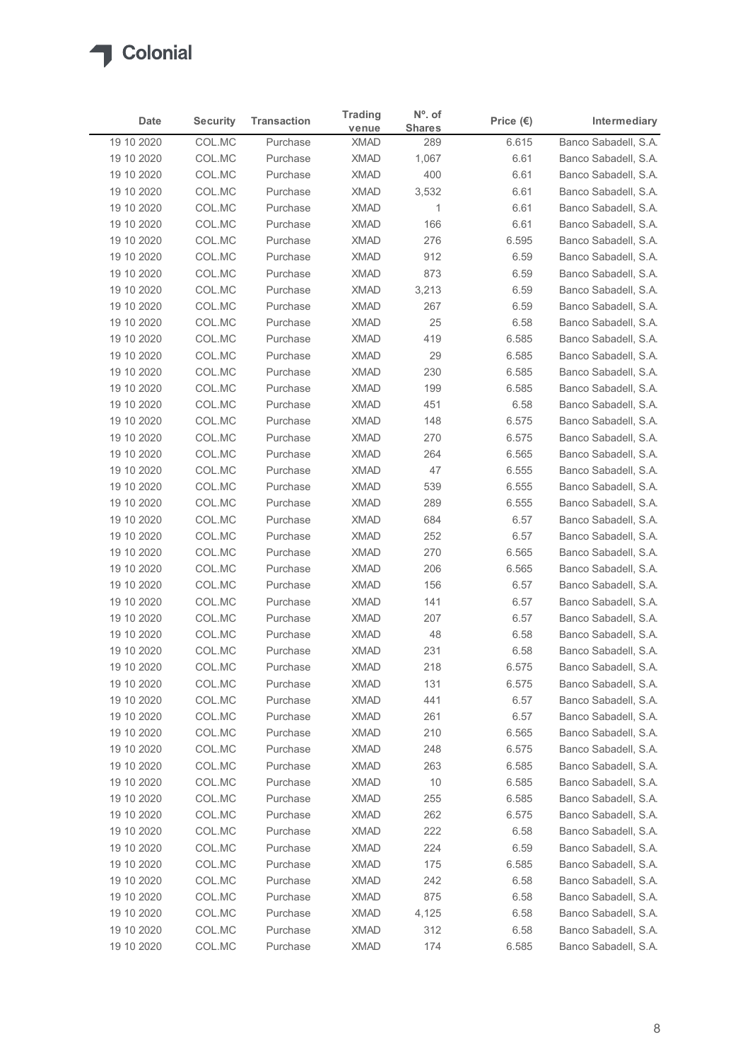| Date | Security | Transaction | Trading venue | Nº. of Shares | Price (€) | Intermediary |
|---|---|---|---|---|---|---|
| 19 10 2020 | COL.MC | Purchase | XMAD | 289 | 6.615 | Banco Sabadell, S.A. |
| 19 10 2020 | COL.MC | Purchase | XMAD | 1,067 | 6.61 | Banco Sabadell, S.A. |
| 19 10 2020 | COL.MC | Purchase | XMAD | 400 | 6.61 | Banco Sabadell, S.A. |
| 19 10 2020 | COL.MC | Purchase | XMAD | 3,532 | 6.61 | Banco Sabadell, S.A. |
| 19 10 2020 | COL.MC | Purchase | XMAD | 1 | 6.61 | Banco Sabadell, S.A. |
| 19 10 2020 | COL.MC | Purchase | XMAD | 166 | 6.61 | Banco Sabadell, S.A. |
| 19 10 2020 | COL.MC | Purchase | XMAD | 276 | 6.595 | Banco Sabadell, S.A. |
| 19 10 2020 | COL.MC | Purchase | XMAD | 912 | 6.59 | Banco Sabadell, S.A. |
| 19 10 2020 | COL.MC | Purchase | XMAD | 873 | 6.59 | Banco Sabadell, S.A. |
| 19 10 2020 | COL.MC | Purchase | XMAD | 3,213 | 6.59 | Banco Sabadell, S.A. |
| 19 10 2020 | COL.MC | Purchase | XMAD | 267 | 6.59 | Banco Sabadell, S.A. |
| 19 10 2020 | COL.MC | Purchase | XMAD | 25 | 6.58 | Banco Sabadell, S.A. |
| 19 10 2020 | COL.MC | Purchase | XMAD | 419 | 6.585 | Banco Sabadell, S.A. |
| 19 10 2020 | COL.MC | Purchase | XMAD | 29 | 6.585 | Banco Sabadell, S.A. |
| 19 10 2020 | COL.MC | Purchase | XMAD | 230 | 6.585 | Banco Sabadell, S.A. |
| 19 10 2020 | COL.MC | Purchase | XMAD | 199 | 6.585 | Banco Sabadell, S.A. |
| 19 10 2020 | COL.MC | Purchase | XMAD | 451 | 6.58 | Banco Sabadell, S.A. |
| 19 10 2020 | COL.MC | Purchase | XMAD | 148 | 6.575 | Banco Sabadell, S.A. |
| 19 10 2020 | COL.MC | Purchase | XMAD | 270 | 6.575 | Banco Sabadell, S.A. |
| 19 10 2020 | COL.MC | Purchase | XMAD | 264 | 6.565 | Banco Sabadell, S.A. |
| 19 10 2020 | COL.MC | Purchase | XMAD | 47 | 6.555 | Banco Sabadell, S.A. |
| 19 10 2020 | COL.MC | Purchase | XMAD | 539 | 6.555 | Banco Sabadell, S.A. |
| 19 10 2020 | COL.MC | Purchase | XMAD | 289 | 6.555 | Banco Sabadell, S.A. |
| 19 10 2020 | COL.MC | Purchase | XMAD | 684 | 6.57 | Banco Sabadell, S.A. |
| 19 10 2020 | COL.MC | Purchase | XMAD | 252 | 6.57 | Banco Sabadell, S.A. |
| 19 10 2020 | COL.MC | Purchase | XMAD | 270 | 6.565 | Banco Sabadell, S.A. |
| 19 10 2020 | COL.MC | Purchase | XMAD | 206 | 6.565 | Banco Sabadell, S.A. |
| 19 10 2020 | COL.MC | Purchase | XMAD | 156 | 6.57 | Banco Sabadell, S.A. |
| 19 10 2020 | COL.MC | Purchase | XMAD | 141 | 6.57 | Banco Sabadell, S.A. |
| 19 10 2020 | COL.MC | Purchase | XMAD | 207 | 6.57 | Banco Sabadell, S.A. |
| 19 10 2020 | COL.MC | Purchase | XMAD | 48 | 6.58 | Banco Sabadell, S.A. |
| 19 10 2020 | COL.MC | Purchase | XMAD | 231 | 6.58 | Banco Sabadell, S.A. |
| 19 10 2020 | COL.MC | Purchase | XMAD | 218 | 6.575 | Banco Sabadell, S.A. |
| 19 10 2020 | COL.MC | Purchase | XMAD | 131 | 6.575 | Banco Sabadell, S.A. |
| 19 10 2020 | COL.MC | Purchase | XMAD | 441 | 6.57 | Banco Sabadell, S.A. |
| 19 10 2020 | COL.MC | Purchase | XMAD | 261 | 6.57 | Banco Sabadell, S.A. |
| 19 10 2020 | COL.MC | Purchase | XMAD | 210 | 6.565 | Banco Sabadell, S.A. |
| 19 10 2020 | COL.MC | Purchase | XMAD | 248 | 6.575 | Banco Sabadell, S.A. |
| 19 10 2020 | COL.MC | Purchase | XMAD | 263 | 6.585 | Banco Sabadell, S.A. |
| 19 10 2020 | COL.MC | Purchase | XMAD | 10 | 6.585 | Banco Sabadell, S.A. |
| 19 10 2020 | COL.MC | Purchase | XMAD | 255 | 6.585 | Banco Sabadell, S.A. |
| 19 10 2020 | COL.MC | Purchase | XMAD | 262 | 6.575 | Banco Sabadell, S.A. |
| 19 10 2020 | COL.MC | Purchase | XMAD | 222 | 6.58 | Banco Sabadell, S.A. |
| 19 10 2020 | COL.MC | Purchase | XMAD | 224 | 6.59 | Banco Sabadell, S.A. |
| 19 10 2020 | COL.MC | Purchase | XMAD | 175 | 6.585 | Banco Sabadell, S.A. |
| 19 10 2020 | COL.MC | Purchase | XMAD | 242 | 6.58 | Banco Sabadell, S.A. |
| 19 10 2020 | COL.MC | Purchase | XMAD | 875 | 6.58 | Banco Sabadell, S.A. |
| 19 10 2020 | COL.MC | Purchase | XMAD | 4,125 | 6.58 | Banco Sabadell, S.A. |
| 19 10 2020 | COL.MC | Purchase | XMAD | 312 | 6.58 | Banco Sabadell, S.A. |
| 19 10 2020 | COL.MC | Purchase | XMAD | 174 | 6.585 | Banco Sabadell, S.A. |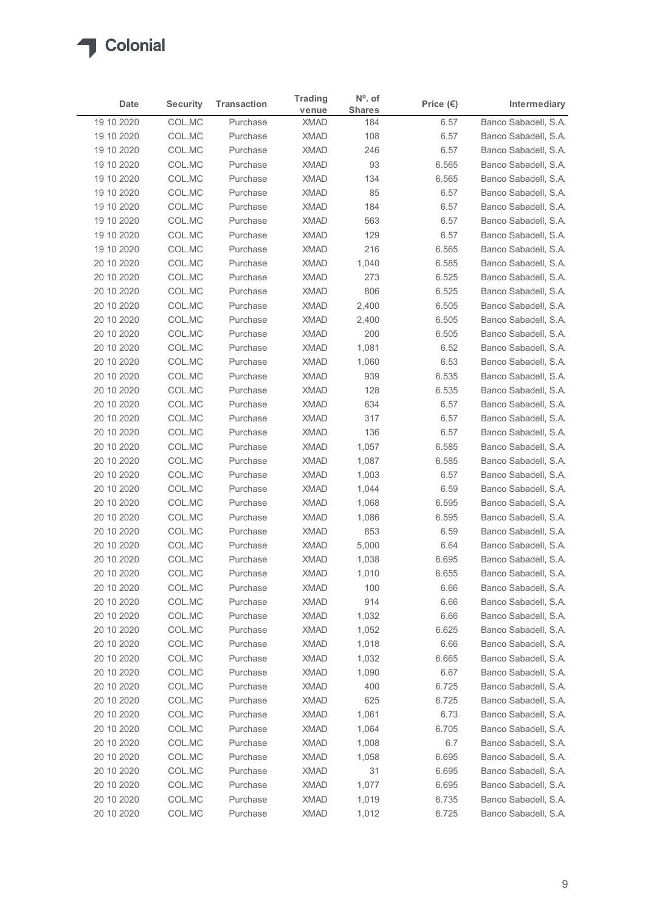| Date | Security | Transaction | Trading venue | Nº. of Shares | Price (€) | Intermediary |
|---|---|---|---|---|---|---|
| 19 10 2020 | COL.MC | Purchase | XMAD | 184 | 6.57 | Banco Sabadell, S.A. |
| 19 10 2020 | COL.MC | Purchase | XMAD | 108 | 6.57 | Banco Sabadell, S.A. |
| 19 10 2020 | COL.MC | Purchase | XMAD | 246 | 6.57 | Banco Sabadell, S.A. |
| 19 10 2020 | COL.MC | Purchase | XMAD | 93 | 6.565 | Banco Sabadell, S.A. |
| 19 10 2020 | COL.MC | Purchase | XMAD | 134 | 6.565 | Banco Sabadell, S.A. |
| 19 10 2020 | COL.MC | Purchase | XMAD | 85 | 6.57 | Banco Sabadell, S.A. |
| 19 10 2020 | COL.MC | Purchase | XMAD | 184 | 6.57 | Banco Sabadell, S.A. |
| 19 10 2020 | COL.MC | Purchase | XMAD | 563 | 6.57 | Banco Sabadell, S.A. |
| 19 10 2020 | COL.MC | Purchase | XMAD | 129 | 6.57 | Banco Sabadell, S.A. |
| 19 10 2020 | COL.MC | Purchase | XMAD | 216 | 6.565 | Banco Sabadell, S.A. |
| 20 10 2020 | COL.MC | Purchase | XMAD | 1,040 | 6.585 | Banco Sabadell, S.A. |
| 20 10 2020 | COL.MC | Purchase | XMAD | 273 | 6.525 | Banco Sabadell, S.A. |
| 20 10 2020 | COL.MC | Purchase | XMAD | 806 | 6.525 | Banco Sabadell, S.A. |
| 20 10 2020 | COL.MC | Purchase | XMAD | 2,400 | 6.505 | Banco Sabadell, S.A. |
| 20 10 2020 | COL.MC | Purchase | XMAD | 2,400 | 6.505 | Banco Sabadell, S.A. |
| 20 10 2020 | COL.MC | Purchase | XMAD | 200 | 6.505 | Banco Sabadell, S.A. |
| 20 10 2020 | COL.MC | Purchase | XMAD | 1,081 | 6.52 | Banco Sabadell, S.A. |
| 20 10 2020 | COL.MC | Purchase | XMAD | 1,060 | 6.53 | Banco Sabadell, S.A. |
| 20 10 2020 | COL.MC | Purchase | XMAD | 939 | 6.535 | Banco Sabadell, S.A. |
| 20 10 2020 | COL.MC | Purchase | XMAD | 128 | 6.535 | Banco Sabadell, S.A. |
| 20 10 2020 | COL.MC | Purchase | XMAD | 634 | 6.57 | Banco Sabadell, S.A. |
| 20 10 2020 | COL.MC | Purchase | XMAD | 317 | 6.57 | Banco Sabadell, S.A. |
| 20 10 2020 | COL.MC | Purchase | XMAD | 136 | 6.57 | Banco Sabadell, S.A. |
| 20 10 2020 | COL.MC | Purchase | XMAD | 1,057 | 6.585 | Banco Sabadell, S.A. |
| 20 10 2020 | COL.MC | Purchase | XMAD | 1,087 | 6.585 | Banco Sabadell, S.A. |
| 20 10 2020 | COL.MC | Purchase | XMAD | 1,003 | 6.57 | Banco Sabadell, S.A. |
| 20 10 2020 | COL.MC | Purchase | XMAD | 1,044 | 6.59 | Banco Sabadell, S.A. |
| 20 10 2020 | COL.MC | Purchase | XMAD | 1,068 | 6.595 | Banco Sabadell, S.A. |
| 20 10 2020 | COL.MC | Purchase | XMAD | 1,086 | 6.595 | Banco Sabadell, S.A. |
| 20 10 2020 | COL.MC | Purchase | XMAD | 853 | 6.59 | Banco Sabadell, S.A. |
| 20 10 2020 | COL.MC | Purchase | XMAD | 5,000 | 6.64 | Banco Sabadell, S.A. |
| 20 10 2020 | COL.MC | Purchase | XMAD | 1,038 | 6.695 | Banco Sabadell, S.A. |
| 20 10 2020 | COL.MC | Purchase | XMAD | 1,010 | 6.655 | Banco Sabadell, S.A. |
| 20 10 2020 | COL.MC | Purchase | XMAD | 100 | 6.66 | Banco Sabadell, S.A. |
| 20 10 2020 | COL.MC | Purchase | XMAD | 914 | 6.66 | Banco Sabadell, S.A. |
| 20 10 2020 | COL.MC | Purchase | XMAD | 1,032 | 6.66 | Banco Sabadell, S.A. |
| 20 10 2020 | COL.MC | Purchase | XMAD | 1,052 | 6.625 | Banco Sabadell, S.A. |
| 20 10 2020 | COL.MC | Purchase | XMAD | 1,018 | 6.66 | Banco Sabadell, S.A. |
| 20 10 2020 | COL.MC | Purchase | XMAD | 1,032 | 6.665 | Banco Sabadell, S.A. |
| 20 10 2020 | COL.MC | Purchase | XMAD | 1,090 | 6.67 | Banco Sabadell, S.A. |
| 20 10 2020 | COL.MC | Purchase | XMAD | 400 | 6.725 | Banco Sabadell, S.A. |
| 20 10 2020 | COL.MC | Purchase | XMAD | 625 | 6.725 | Banco Sabadell, S.A. |
| 20 10 2020 | COL.MC | Purchase | XMAD | 1,061 | 6.73 | Banco Sabadell, S.A. |
| 20 10 2020 | COL.MC | Purchase | XMAD | 1,064 | 6.705 | Banco Sabadell, S.A. |
| 20 10 2020 | COL.MC | Purchase | XMAD | 1,008 | 6.7 | Banco Sabadell, S.A. |
| 20 10 2020 | COL.MC | Purchase | XMAD | 1,058 | 6.695 | Banco Sabadell, S.A. |
| 20 10 2020 | COL.MC | Purchase | XMAD | 31 | 6.695 | Banco Sabadell, S.A. |
| 20 10 2020 | COL.MC | Purchase | XMAD | 1,077 | 6.695 | Banco Sabadell, S.A. |
| 20 10 2020 | COL.MC | Purchase | XMAD | 1,019 | 6.735 | Banco Sabadell, S.A. |
| 20 10 2020 | COL.MC | Purchase | XMAD | 1,012 | 6.725 | Banco Sabadell, S.A. |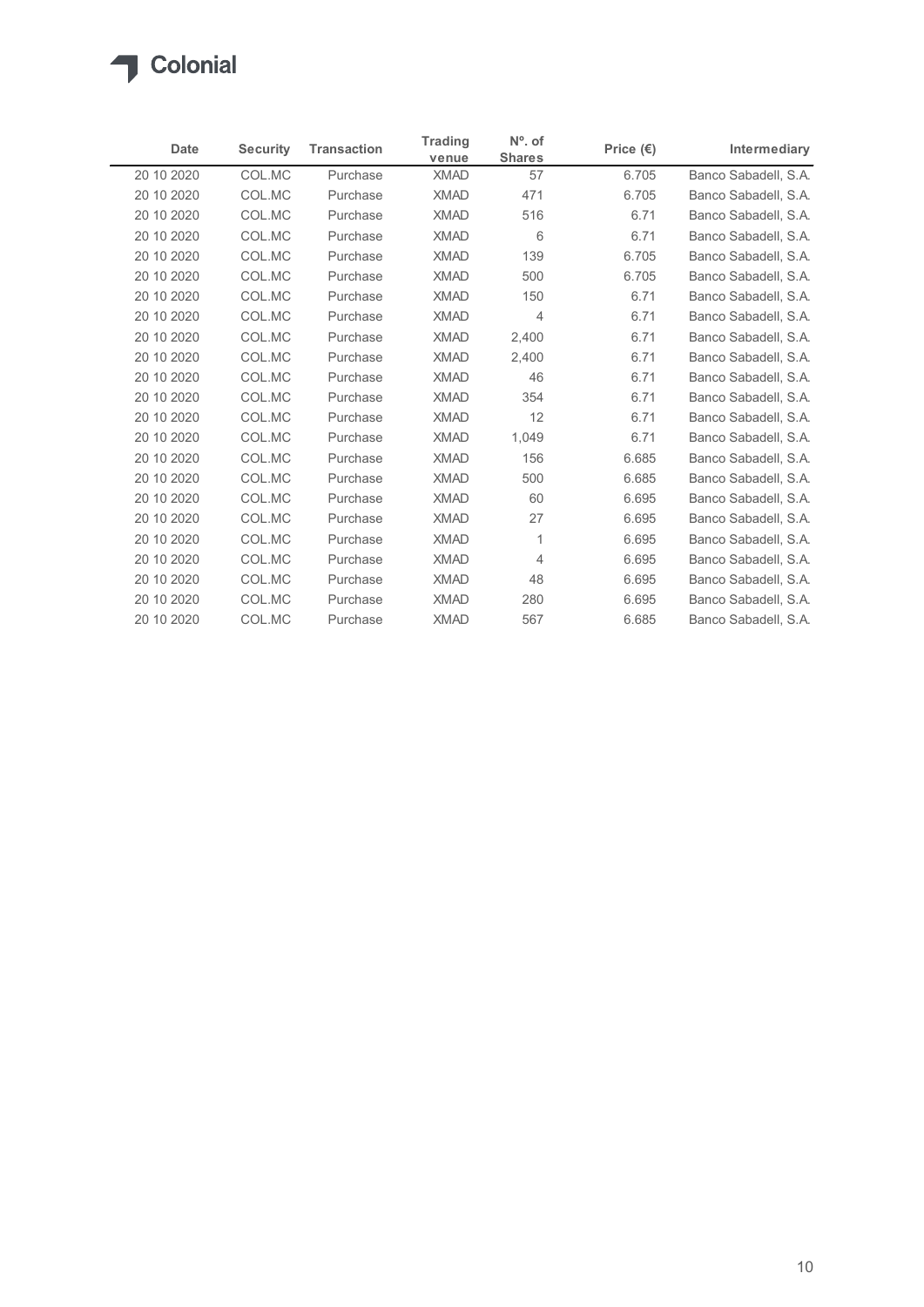Colonial

| Date | Security | Transaction | Trading venue | Nº. of Shares | Price (€) | Intermediary |
|---|---|---|---|---|---|---|
| 20 10 2020 | COL.MC | Purchase | XMAD | 57 | 6.705 | Banco Sabadell, S.A. |
| 20 10 2020 | COL.MC | Purchase | XMAD | 471 | 6.705 | Banco Sabadell, S.A. |
| 20 10 2020 | COL.MC | Purchase | XMAD | 516 | 6.71 | Banco Sabadell, S.A. |
| 20 10 2020 | COL.MC | Purchase | XMAD | 6 | 6.71 | Banco Sabadell, S.A. |
| 20 10 2020 | COL.MC | Purchase | XMAD | 139 | 6.705 | Banco Sabadell, S.A. |
| 20 10 2020 | COL.MC | Purchase | XMAD | 500 | 6.705 | Banco Sabadell, S.A. |
| 20 10 2020 | COL.MC | Purchase | XMAD | 150 | 6.71 | Banco Sabadell, S.A. |
| 20 10 2020 | COL.MC | Purchase | XMAD | 4 | 6.71 | Banco Sabadell, S.A. |
| 20 10 2020 | COL.MC | Purchase | XMAD | 2,400 | 6.71 | Banco Sabadell, S.A. |
| 20 10 2020 | COL.MC | Purchase | XMAD | 2,400 | 6.71 | Banco Sabadell, S.A. |
| 20 10 2020 | COL.MC | Purchase | XMAD | 46 | 6.71 | Banco Sabadell, S.A. |
| 20 10 2020 | COL.MC | Purchase | XMAD | 354 | 6.71 | Banco Sabadell, S.A. |
| 20 10 2020 | COL.MC | Purchase | XMAD | 12 | 6.71 | Banco Sabadell, S.A. |
| 20 10 2020 | COL.MC | Purchase | XMAD | 1,049 | 6.71 | Banco Sabadell, S.A. |
| 20 10 2020 | COL.MC | Purchase | XMAD | 156 | 6.685 | Banco Sabadell, S.A. |
| 20 10 2020 | COL.MC | Purchase | XMAD | 500 | 6.685 | Banco Sabadell, S.A. |
| 20 10 2020 | COL.MC | Purchase | XMAD | 60 | 6.695 | Banco Sabadell, S.A. |
| 20 10 2020 | COL.MC | Purchase | XMAD | 27 | 6.695 | Banco Sabadell, S.A. |
| 20 10 2020 | COL.MC | Purchase | XMAD | 1 | 6.695 | Banco Sabadell, S.A. |
| 20 10 2020 | COL.MC | Purchase | XMAD | 4 | 6.695 | Banco Sabadell, S.A. |
| 20 10 2020 | COL.MC | Purchase | XMAD | 48 | 6.695 | Banco Sabadell, S.A. |
| 20 10 2020 | COL.MC | Purchase | XMAD | 280 | 6.695 | Banco Sabadell, S.A. |
| 20 10 2020 | COL.MC | Purchase | XMAD | 567 | 6.685 | Banco Sabadell, S.A. |